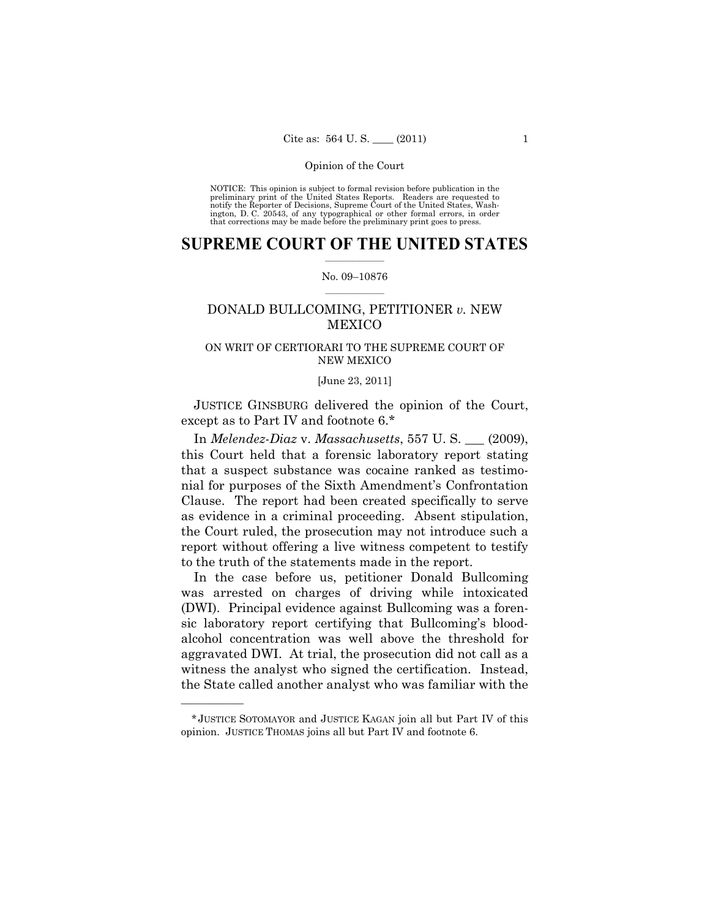NOTICE: This opinion is subject to formal revision before publication in the preliminary print of the United States Reports. Readers are requested to notify the Reporter of Decisions, Supreme Court of the United States, Washington, D. C. 20543, of any typographical or other formal errors, in order that corrections may be made before the preliminary print goes to press.

# SUPREME COURT OF THE UNITED STATES

No. 09–10876

## DONALD BULLCOMING, PETITIONER *v.* NEW MEXICO

ON WRIT OF CERTIORARI TO THE SUPREME COURT OF NEW MEXICO

[June 23, 2011]

JUSTICE GINSBURG delivered the opinion of the Court, except as to Part IV and footnote 6.*

In *Melendez-Diaz* v. *Massachusetts*, 557 U. S. ___ (2009), this Court held that a forensic laboratory report stating that a suspect substance was cocaine ranked as testimonial for purposes of the Sixth Amendment's Confrontation Clause. The report had been created specifically to serve as evidence in a criminal proceeding. Absent stipulation, the Court ruled, the prosecution may not introduce such a report without offering a live witness competent to testify to the truth of the statements made in the report.

In the case before us, petitioner Donald Bullcoming was arrested on charges of driving while intoxicated (DWI). Principal evidence against Bullcoming was a forensic laboratory report certifying that Bullcoming's blood-alcohol concentration was well above the threshold for aggravated DWI. At trial, the prosecution did not call as a witness the analyst who signed the certification. Instead, the State called another analyst who was familiar with the

---

\*JUSTICE SOTOMAYOR and JUSTICE KAGAN join all but Part IV of this opinion. JUSTICE THOMAS joins all but Part IV and footnote 6.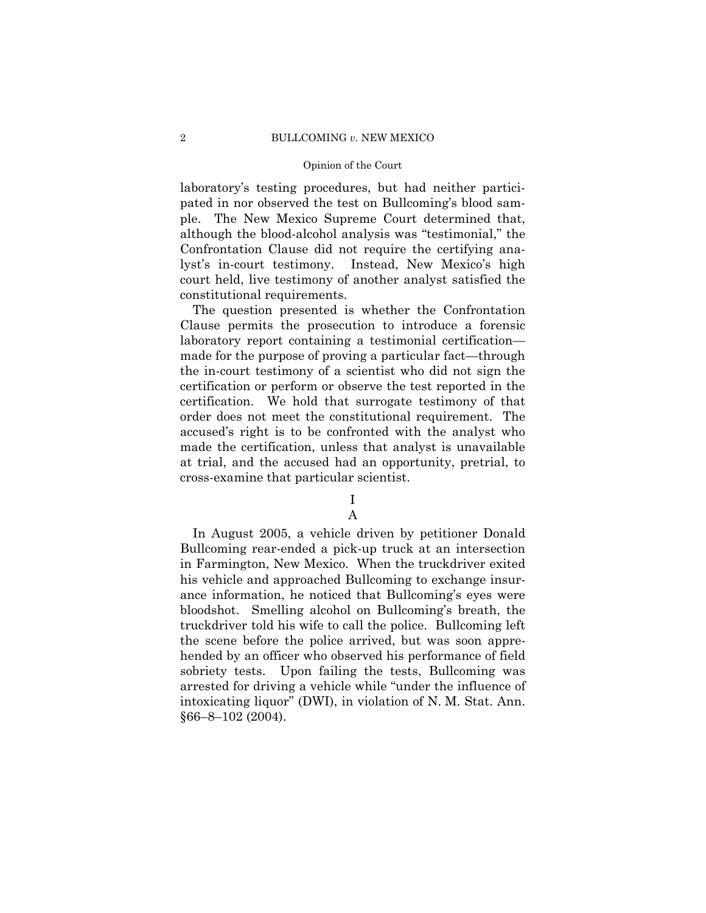laboratory's testing procedures, but had neither participated in nor observed the test on Bullcoming's blood sample. The New Mexico Supreme Court determined that, although the blood-alcohol analysis was "testimonial," the Confrontation Clause did not require the certifying analyst's in-court testimony. Instead, New Mexico's high court held, live testimony of another analyst satisfied the constitutional requirements.

The question presented is whether the Confrontation Clause permits the prosecution to introduce a forensic laboratory report containing a testimonial certification—made for the purpose of proving a particular fact—through the in-court testimony of a scientist who did not sign the certification or perform or observe the test reported in the certification. We hold that surrogate testimony of that order does not meet the constitutional requirement. The accused's right is to be confronted with the analyst who made the certification, unless that analyst is unavailable at trial, and the accused had an opportunity, pretrial, to cross-examine that particular scientist.

# I

## A

In August 2005, a vehicle driven by petitioner Donald Bullcoming rear-ended a pick-up truck at an intersection in Farmington, New Mexico. When the truckdriver exited his vehicle and approached Bullcoming to exchange insurance information, he noticed that Bullcoming's eyes were bloodshot. Smelling alcohol on Bullcoming's breath, the truckdriver told his wife to call the police. Bullcoming left the scene before the police arrived, but was soon apprehended by an officer who observed his performance of field sobriety tests. Upon failing the tests, Bullcoming was arrested for driving a vehicle while "under the influence of intoxicating liquor" (DWI), in violation of N. M. Stat. Ann. §66–8–102 (2004).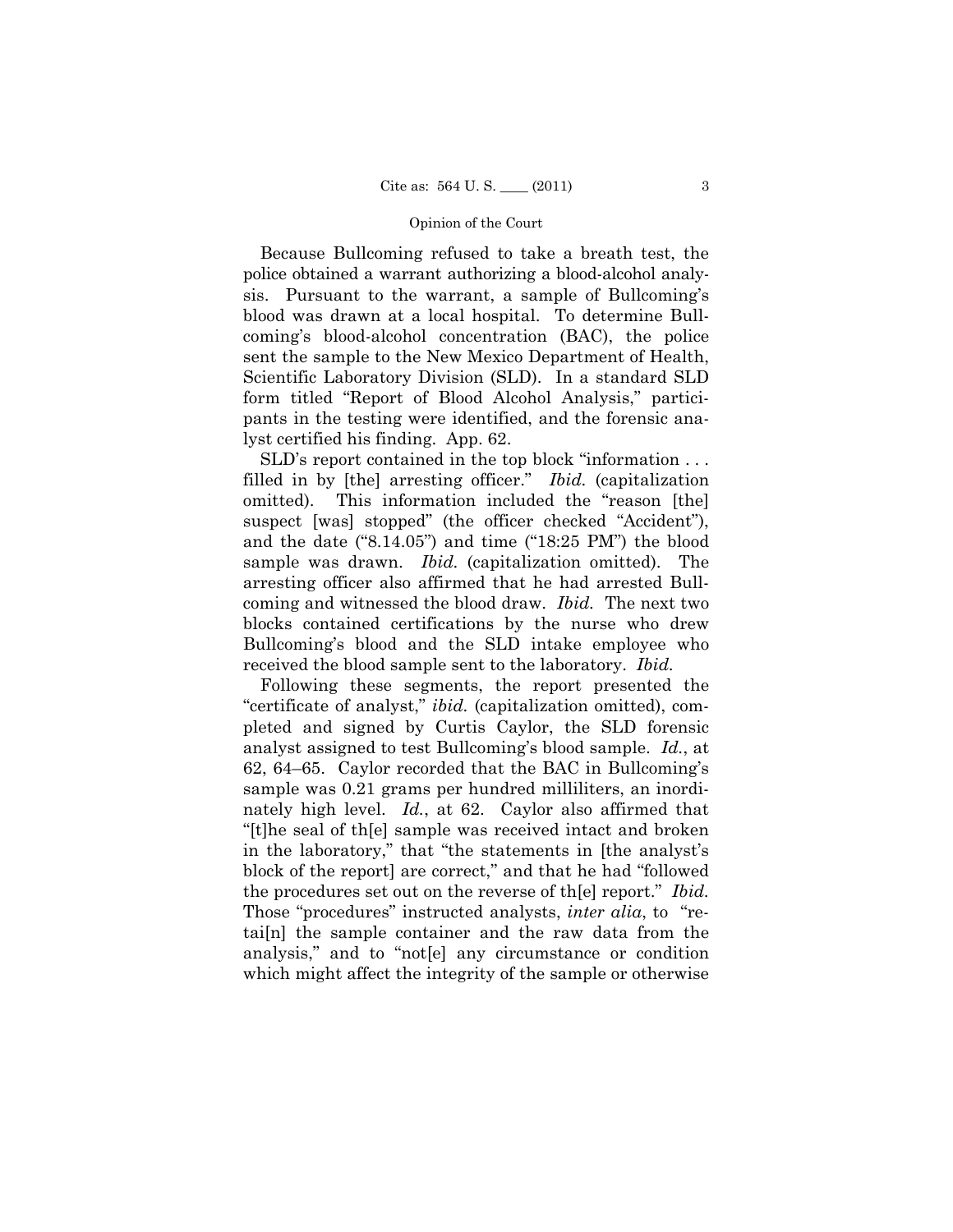Because Bullcoming refused to take a breath test, the police obtained a warrant authorizing a blood-alcohol analysis. Pursuant to the warrant, a sample of Bullcoming's blood was drawn at a local hospital. To determine Bullcoming's blood-alcohol concentration (BAC), the police sent the sample to the New Mexico Department of Health, Scientific Laboratory Division (SLD). In a standard SLD form titled "Report of Blood Alcohol Analysis," participants in the testing were identified, and the forensic analyst certified his finding. App. 62.

SLD's report contained in the top block "information . . . filled in by [the] arresting officer." *Ibid.* (capitalization omitted). This information included the "reason [the] suspect [was] stopped" (the officer checked "Accident"), and the date ("8.14.05") and time ("18:25 PM") the blood sample was drawn. *Ibid.* (capitalization omitted). The arresting officer also affirmed that he had arrested Bullcoming and witnessed the blood draw. *Ibid.* The next two blocks contained certifications by the nurse who drew Bullcoming's blood and the SLD intake employee who received the blood sample sent to the laboratory. *Ibid.*

Following these segments, the report presented the "certificate of analyst," *ibid.* (capitalization omitted), completed and signed by Curtis Caylor, the SLD forensic analyst assigned to test Bullcoming's blood sample. *Id.*, at 62, 64–65. Caylor recorded that the BAC in Bullcoming's sample was 0.21 grams per hundred milliliters, an inordinately high level. *Id.*, at 62. Caylor also affirmed that "[t]he seal of th[e] sample was received intact and broken in the laboratory," that "the statements in [the analyst's block of the report] are correct," and that he had "followed the procedures set out on the reverse of th[e] report." *Ibid.* Those "procedures" instructed analysts, *inter alia*, to "retai[n] the sample container and the raw data from the analysis," and to "not[e] any circumstance or condition which might affect the integrity of the sample or otherwise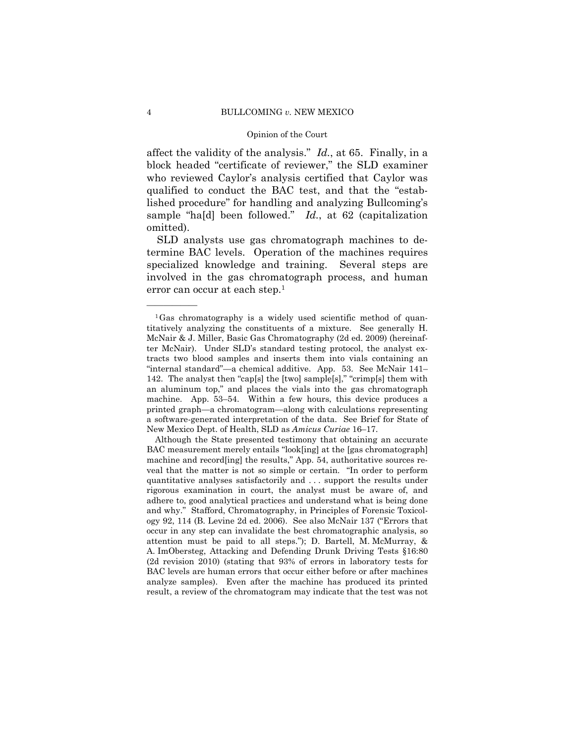affect the validity of the analysis." *Id.*, at 65. Finally, in a block headed "certificate of reviewer," the SLD examiner who reviewed Caylor's analysis certified that Caylor was qualified to conduct the BAC test, and that the "established procedure" for handling and analyzing Bullcoming's sample "ha[d] been followed." *Id.*, at 62 (capitalization omitted).

SLD analysts use gas chromatograph machines to determine BAC levels. Operation of the machines requires specialized knowledge and training. Several steps are involved in the gas chromatograph process, and human error can occur at each step.[1]

---

[1] Gas chromatography is a widely used scientific method of quantitatively analyzing the constituents of a mixture. See generally H. McNair & J. Miller, Basic Gas Chromatography (2d ed. 2009) (hereinafter McNair). Under SLD's standard testing protocol, the analyst extracts two blood samples and inserts them into vials containing an "internal standard"—a chemical additive. App. 53. See McNair 141–142. The analyst then "cap[s] the [two] sample[s]," "crimp[s] them with an aluminum top," and places the vials into the gas chromatograph machine. App. 53–54. Within a few hours, this device produces a printed graph—a chromatogram—along with calculations representing a software-generated interpretation of the data. See Brief for State of New Mexico Dept. of Health, SLD as *Amicus Curiae* 16–17.

Although the State presented testimony that obtaining an accurate BAC measurement merely entails "look[ing] at the [gas chromatograph] machine and record[ing] the results," App. 54, authoritative sources reveal that the matter is not so simple or certain. "In order to perform quantitative analyses satisfactorily and . . . support the results under rigorous examination in court, the analyst must be aware of, and adhere to, good analytical practices and understand what is being done and why." Stafford, Chromatography, in Principles of Forensic Toxicology 92, 114 (B. Levine 2d ed. 2006). See also McNair 137 ("Errors that occur in any step can invalidate the best chromatographic analysis, so attention must be paid to all steps."); D. Bartell, M. McMurray, & A. ImObersteg, Attacking and Defending Drunk Driving Tests §16:80 (2d revision 2010) (stating that 93% of errors in laboratory tests for BAC levels are human errors that occur either before or after machines analyze samples). Even after the machine has produced its printed result, a review of the chromatogram may indicate that the test was not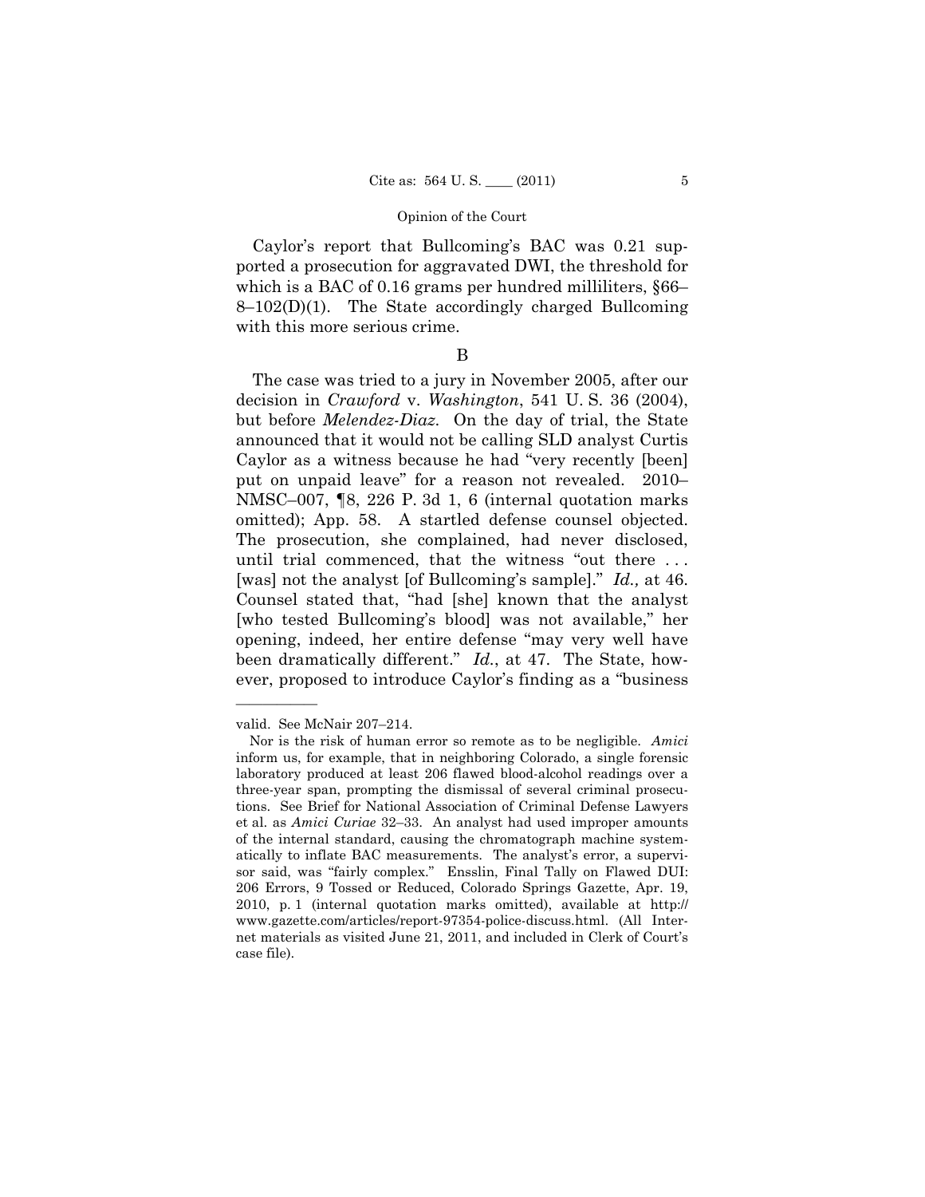Caylor's report that Bullcoming's BAC was 0.21 supported a prosecution for aggravated DWI, the threshold for which is a BAC of 0.16 grams per hundred milliliters, §66–8–102(D)(1). The State accordingly charged Bullcoming with this more serious crime.

B

The case was tried to a jury in November 2005, after our decision in *Crawford* v. *Washington*, 541 U. S. 36 (2004), but before *Melendez-Diaz*. On the day of trial, the State announced that it would not be calling SLD analyst Curtis Caylor as a witness because he had "very recently [been] put on unpaid leave" for a reason not revealed. 2010–NMSC–007, ¶8, 226 P. 3d 1, 6 (internal quotation marks omitted); App. 58. A startled defense counsel objected. The prosecution, she complained, had never disclosed, until trial commenced, that the witness "out there . . . [was] not the analyst [of Bullcoming's sample]." *Id.,* at 46. Counsel stated that, "had [she] known that the analyst [who tested Bullcoming's blood] was not available," her opening, indeed, her entire defense "may very well have been dramatically different." *Id.*, at 47. The State, however, proposed to introduce Caylor's finding as a "business

---

valid. See McNair 207–214.

Nor is the risk of human error so remote as to be negligible. *Amici* inform us, for example, that in neighboring Colorado, a single forensic laboratory produced at least 206 flawed blood-alcohol readings over a three-year span, prompting the dismissal of several criminal prosecutions. See Brief for National Association of Criminal Defense Lawyers et al. as *Amici Curiae* 32–33. An analyst had used improper amounts of the internal standard, causing the chromatograph machine systematically to inflate BAC measurements. The analyst's error, a supervisor said, was "fairly complex." Ensslin, Final Tally on Flawed DUI: 206 Errors, 9 Tossed or Reduced, Colorado Springs Gazette, Apr. 19, 2010, p. 1 (internal quotation marks omitted), available at http://www.gazette.com/articles/report-97354-police-discuss.html. (All Internet materials as visited June 21, 2011, and included in Clerk of Court's case file).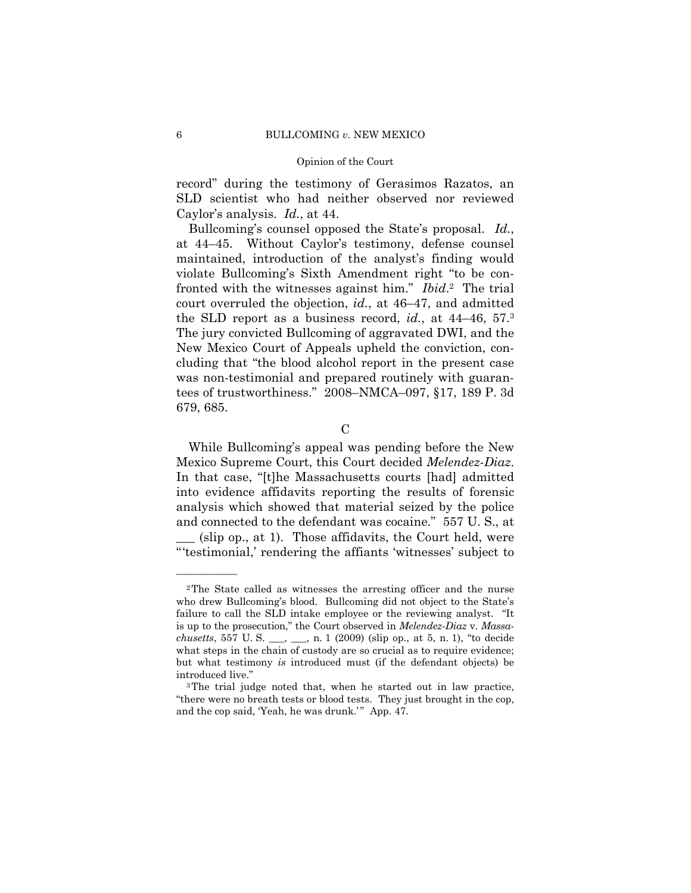record" during the testimony of Gerasimos Razatos, an SLD scientist who had neither observed nor reviewed Caylor's analysis. *Id.*, at 44.

Bullcoming's counsel opposed the State's proposal. *Id.*, at 44–45. Without Caylor's testimony, defense counsel maintained, introduction of the analyst's finding would violate Bullcoming's Sixth Amendment right "to be confronted with the witnesses against him." *Ibid.*[2] The trial court overruled the objection, *id.*, at 46–47, and admitted the SLD report as a business record, *id.*, at 44–46, 57.[3] The jury convicted Bullcoming of aggravated DWI, and the New Mexico Court of Appeals upheld the conviction, concluding that "the blood alcohol report in the present case was non-testimonial and prepared routinely with guarantees of trustworthiness." 2008–NMCA–097, §17, 189 P. 3d 679, 685.

C

While Bullcoming's appeal was pending before the New Mexico Supreme Court, this Court decided *Melendez-Diaz*. In that case, "[t]he Massachusetts courts [had] admitted into evidence affidavits reporting the results of forensic analysis which showed that material seized by the police and connected to the defendant was cocaine." 557 U. S., at ___ (slip op., at 1). Those affidavits, the Court held, were "'testimonial,' rendering the affiants 'witnesses' subject to

———————

[2] The State called as witnesses the arresting officer and the nurse who drew Bullcoming's blood. Bullcoming did not object to the State's failure to call the SLD intake employee or the reviewing analyst. "It is up to the prosecution," the Court observed in *Melendez-Diaz* v. *Massachusetts*, 557 U. S. ___, ___, n. 1 (2009) (slip op., at 5, n. 1), "to decide what steps in the chain of custody are so crucial as to require evidence; but what testimony *is* introduced must (if the defendant objects) be introduced live."

[3] The trial judge noted that, when he started out in law practice, "there were no breath tests or blood tests. They just brought in the cop, and the cop said, 'Yeah, he was drunk.'" App. 47.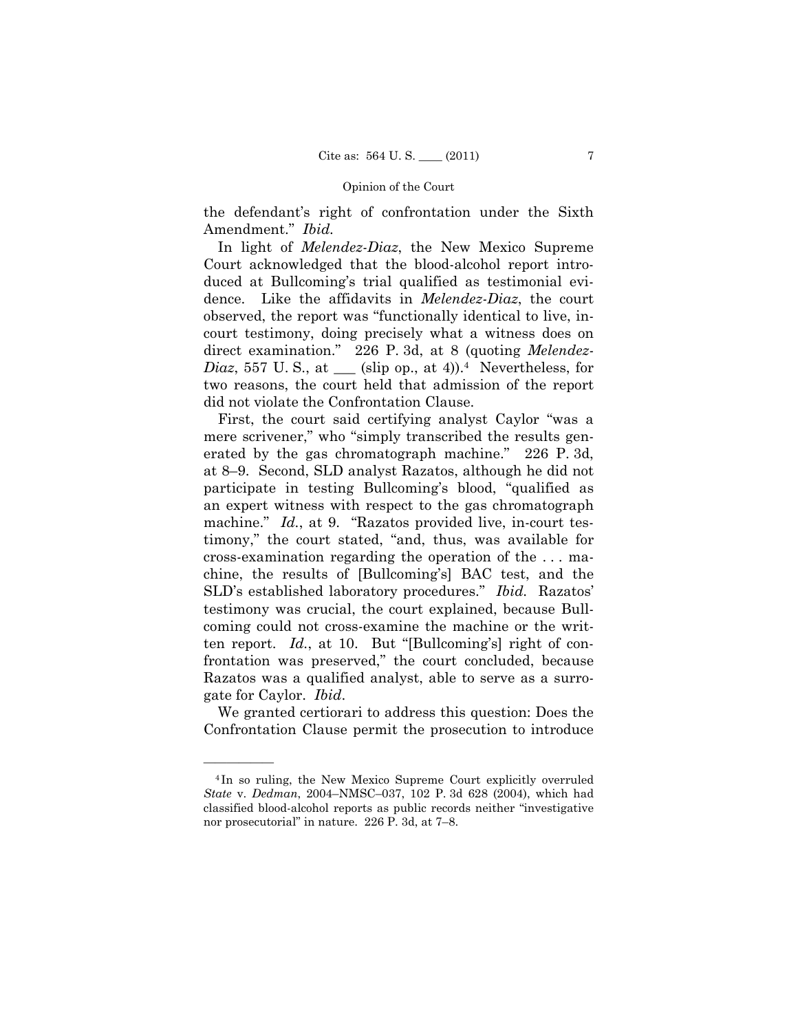the defendant's right of confrontation under the Sixth Amendment." *Ibid.*

In light of *Melendez-Diaz*, the New Mexico Supreme Court acknowledged that the blood-alcohol report introduced at Bullcoming's trial qualified as testimonial evidence. Like the affidavits in *Melendez-Diaz*, the court observed, the report was "functionally identical to live, in-court testimony, doing precisely what a witness does on direct examination." 226 P. 3d, at 8 (quoting *Melendez-Diaz*, 557 U. S., at ___ (slip op., at 4)).[4] Nevertheless, for two reasons, the court held that admission of the report did not violate the Confrontation Clause.

First, the court said certifying analyst Caylor "was a mere scrivener," who "simply transcribed the results generated by the gas chromatograph machine." 226 P. 3d, at 8–9. Second, SLD analyst Razatos, although he did not participate in testing Bullcoming's blood, "qualified as an expert witness with respect to the gas chromatograph machine." *Id.*, at 9. "Razatos provided live, in-court testimony," the court stated, "and, thus, was available for cross-examination regarding the operation of the . . . machine, the results of [Bullcoming's] BAC test, and the SLD's established laboratory procedures." *Ibid.* Razatos' testimony was crucial, the court explained, because Bullcoming could not cross-examine the machine or the written report. *Id.*, at 10. But "[Bullcoming's] right of confrontation was preserved," the court concluded, because Razatos was a qualified analyst, able to serve as a surrogate for Caylor. *Ibid.*

We granted certiorari to address this question: Does the Confrontation Clause permit the prosecution to introduce

---

[4] In so ruling, the New Mexico Supreme Court explicitly overruled *State* v. *Dedman*, 2004–NMSC–037, 102 P. 3d 628 (2004), which had classified blood-alcohol reports as public records neither "investigative nor prosecutorial" in nature. 226 P. 3d, at 7–8.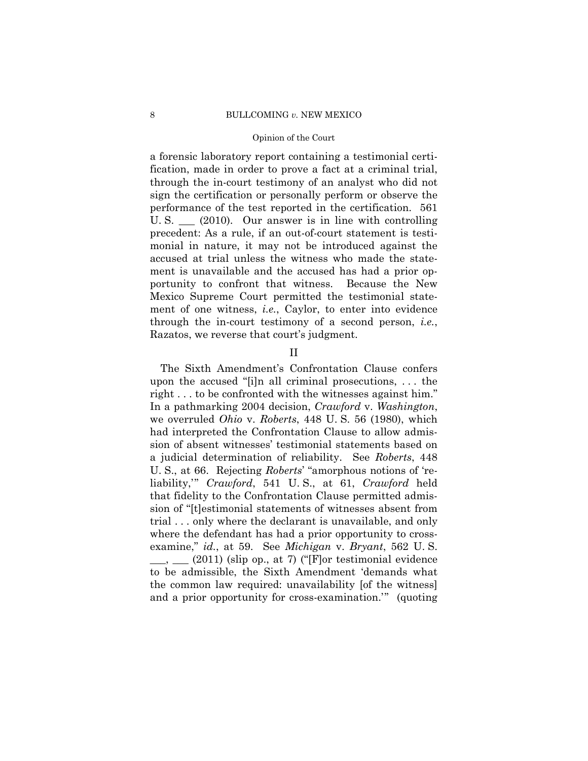a forensic laboratory report containing a testimonial certification, made in order to prove a fact at a criminal trial, through the in-court testimony of an analyst who did not sign the certification or personally perform or observe the performance of the test reported in the certification. 561 U. S. ___ (2010). Our answer is in line with controlling precedent: As a rule, if an out-of-court statement is testimonial in nature, it may not be introduced against the accused at trial unless the witness who made the statement is unavailable and the accused has had a prior opportunity to confront that witness. Because the New Mexico Supreme Court permitted the testimonial statement of one witness, *i.e.*, Caylor, to enter into evidence through the in-court testimony of a second person, *i.e.*, Razatos, we reverse that court's judgment.

## II

The Sixth Amendment's Confrontation Clause confers upon the accused "[i]n all criminal prosecutions, . . . the right . . . to be confronted with the witnesses against him." In a pathmarking 2004 decision, *Crawford* v. *Washington*, we overruled *Ohio* v. *Roberts*, 448 U. S. 56 (1980), which had interpreted the Confrontation Clause to allow admission of absent witnesses' testimonial statements based on a judicial determination of reliability. See *Roberts*, 448 U. S., at 66. Rejecting *Roberts*' "amorphous notions of 'reliability,'" *Crawford*, 541 U. S., at 61, *Crawford* held that fidelity to the Confrontation Clause permitted admission of "[t]estimonial statements of witnesses absent from trial . . . only where the declarant is unavailable, and only where the defendant has had a prior opportunity to cross-examine," *id.*, at 59. See *Michigan* v. *Bryant*, 562 U. S. ___, ___ (2011) (slip op., at 7) ("[F]or testimonial evidence to be admissible, the Sixth Amendment 'demands what the common law required: unavailability [of the witness] and a prior opportunity for cross-examination.'" (quoting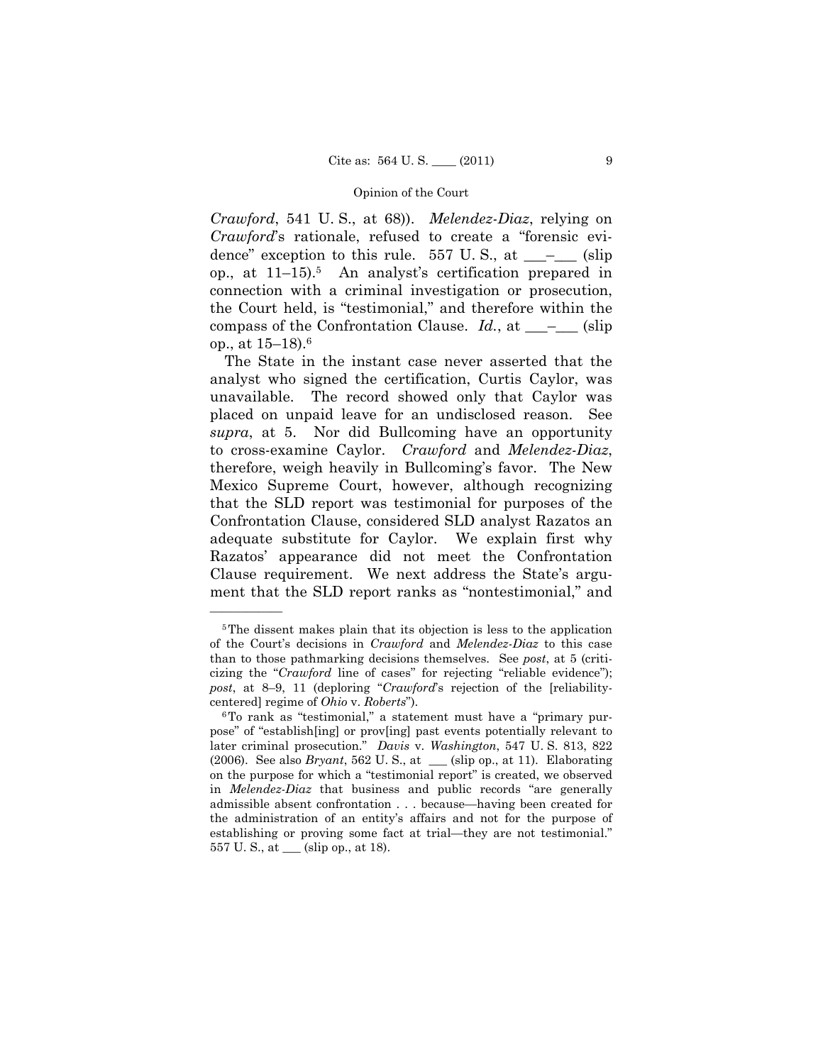*Crawford*, 541 U. S., at 68)). *Melendez-Diaz*, relying on *Crawford*'s rationale, refused to create a "forensic evidence" exception to this rule. 557 U. S., at \_\_\_–\_\_\_ (slip op., at 11–15).[5] An analyst's certification prepared in connection with a criminal investigation or prosecution, the Court held, is "testimonial," and therefore within the compass of the Confrontation Clause. *Id.*, at \_\_\_–\_\_\_ (slip op., at 15–18).[6]

The State in the instant case never asserted that the analyst who signed the certification, Curtis Caylor, was unavailable. The record showed only that Caylor was placed on unpaid leave for an undisclosed reason. See *supra*, at 5. Nor did Bullcoming have an opportunity to cross-examine Caylor. *Crawford* and *Melendez-Diaz*, therefore, weigh heavily in Bullcoming's favor. The New Mexico Supreme Court, however, although recognizing that the SLD report was testimonial for purposes of the Confrontation Clause, considered SLD analyst Razatos an adequate substitute for Caylor. We explain first why Razatos' appearance did not meet the Confrontation Clause requirement. We next address the State's argument that the SLD report ranks as "nontestimonial," and

---

[5] The dissent makes plain that its objection is less to the application of the Court's decisions in *Crawford* and *Melendez-Diaz* to this case than to those pathmarking decisions themselves. See *post*, at 5 (criticizing the "*Crawford* line of cases" for rejecting "reliable evidence"); *post*, at 8–9, 11 (deploring "*Crawford*'s rejection of the [reliability-centered] regime of *Ohio* v. *Roberts*").

[6] To rank as "testimonial," a statement must have a "primary purpose" of "establish[ing] or prov[ing] past events potentially relevant to later criminal prosecution." *Davis* v. *Washington*, 547 U. S. 813, 822 (2006). See also *Bryant*, 562 U. S., at \_\_\_ (slip op., at 11). Elaborating on the purpose for which a "testimonial report" is created, we observed in *Melendez-Diaz* that business and public records "are generally admissible absent confrontation . . . because—having been created for the administration of an entity's affairs and not for the purpose of establishing or proving some fact at trial—they are not testimonial." 557 U. S., at \_\_\_ (slip op., at 18).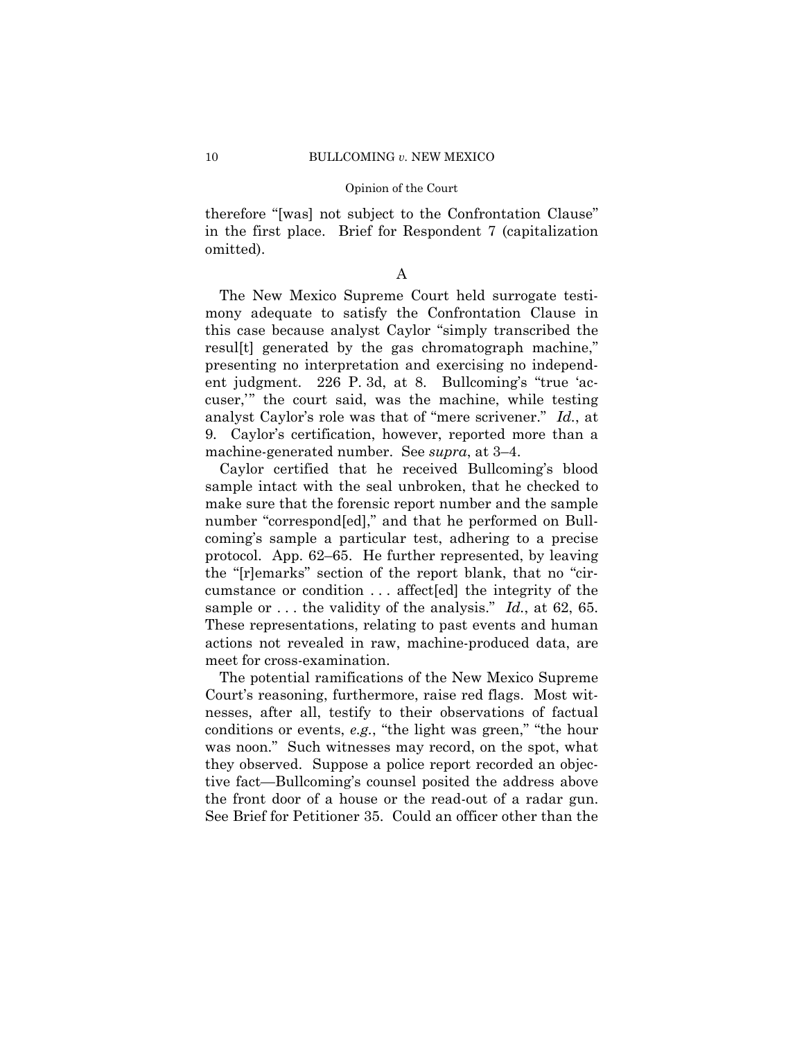therefore "[was] not subject to the Confrontation Clause" in the first place. Brief for Respondent 7 (capitalization omitted).

A

The New Mexico Supreme Court held surrogate testimony adequate to satisfy the Confrontation Clause in this case because analyst Caylor "simply transcribed the resul[t] generated by the gas chromatograph machine," presenting no interpretation and exercising no independent judgment. 226 P. 3d, at 8. Bullcoming's "true 'accuser,'" the court said, was the machine, while testing analyst Caylor's role was that of "mere scrivener." *Id.*, at 9. Caylor's certification, however, reported more than a machine-generated number. See *supra*, at 3–4.

Caylor certified that he received Bullcoming's blood sample intact with the seal unbroken, that he checked to make sure that the forensic report number and the sample number "correspond[ed]," and that he performed on Bullcoming's sample a particular test, adhering to a precise protocol. App. 62–65. He further represented, by leaving the "[r]emarks" section of the report blank, that no "circumstance or condition . . . affect[ed] the integrity of the sample or . . . the validity of the analysis." *Id.*, at 62, 65. These representations, relating to past events and human actions not revealed in raw, machine-produced data, are meet for cross-examination.

The potential ramifications of the New Mexico Supreme Court's reasoning, furthermore, raise red flags. Most witnesses, after all, testify to their observations of factual conditions or events, *e.g.*, "the light was green," "the hour was noon." Such witnesses may record, on the spot, what they observed. Suppose a police report recorded an objective fact—Bullcoming's counsel posited the address above the front door of a house or the read-out of a radar gun. See Brief for Petitioner 35. Could an officer other than the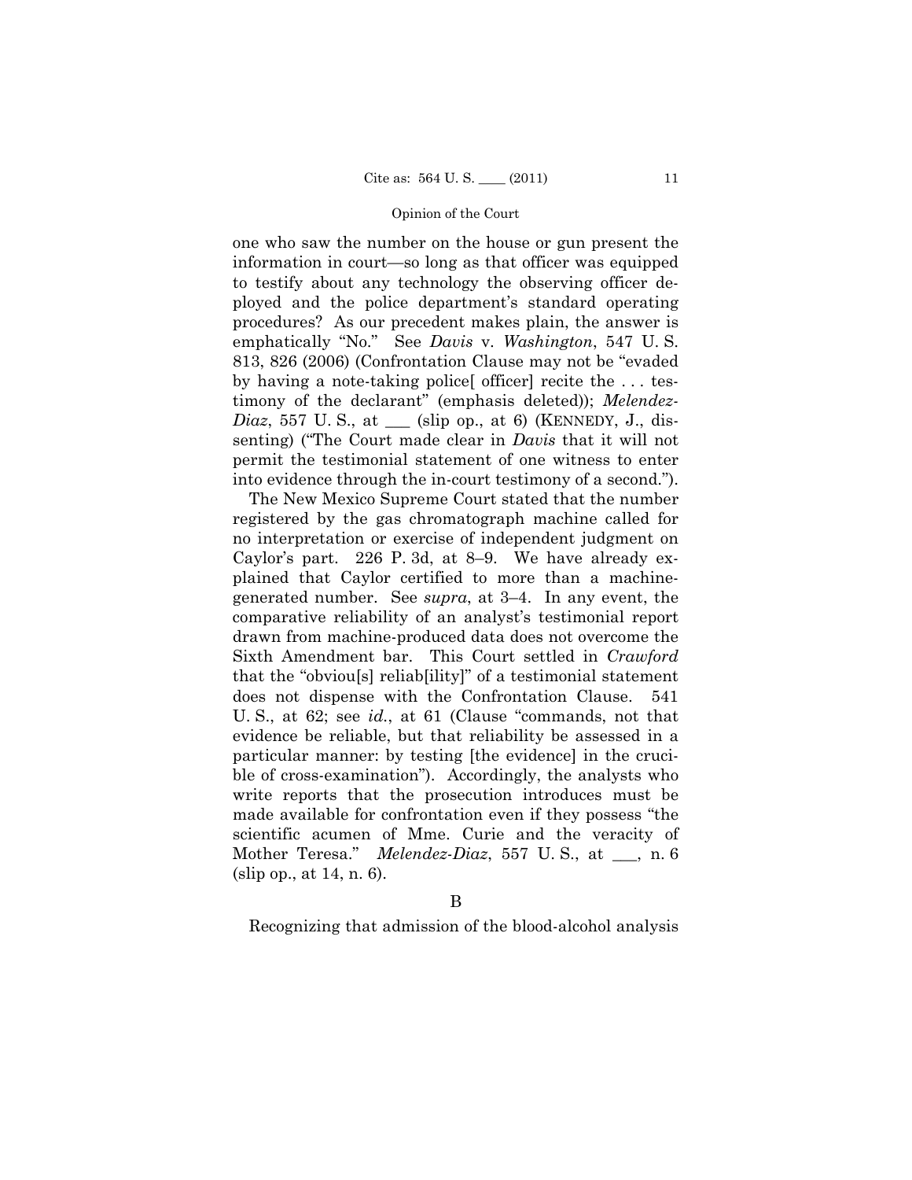one who saw the number on the house or gun present the information in court—so long as that officer was equipped to testify about any technology the observing officer deployed and the police department's standard operating procedures? As our precedent makes plain, the answer is emphatically "No." See *Davis* v. *Washington*, 547 U. S. 813, 826 (2006) (Confrontation Clause may not be "evaded by having a note-taking police[ officer] recite the . . . testimony of the declarant" (emphasis deleted)); *Melendez-Diaz*, 557 U. S., at ___ (slip op., at 6) (KENNEDY, J., dissenting) ("The Court made clear in *Davis* that it will not permit the testimonial statement of one witness to enter into evidence through the in-court testimony of a second.").

The New Mexico Supreme Court stated that the number registered by the gas chromatograph machine called for no interpretation or exercise of independent judgment on Caylor's part. 226 P. 3d, at 8–9. We have already explained that Caylor certified to more than a machine-generated number. See *supra*, at 3–4. In any event, the comparative reliability of an analyst's testimonial report drawn from machine-produced data does not overcome the Sixth Amendment bar. This Court settled in *Crawford* that the "obviou[s] reliab[ility]" of a testimonial statement does not dispense with the Confrontation Clause. 541 U. S., at 62; see *id.*, at 61 (Clause "commands, not that evidence be reliable, but that reliability be assessed in a particular manner: by testing [the evidence] in the crucible of cross-examination"). Accordingly, the analysts who write reports that the prosecution introduces must be made available for confrontation even if they possess "the scientific acumen of Mme. Curie and the veracity of Mother Teresa." *Melendez-Diaz*, 557 U. S., at ___, n. 6 (slip op., at 14, n. 6).

B

Recognizing that admission of the blood-alcohol analysis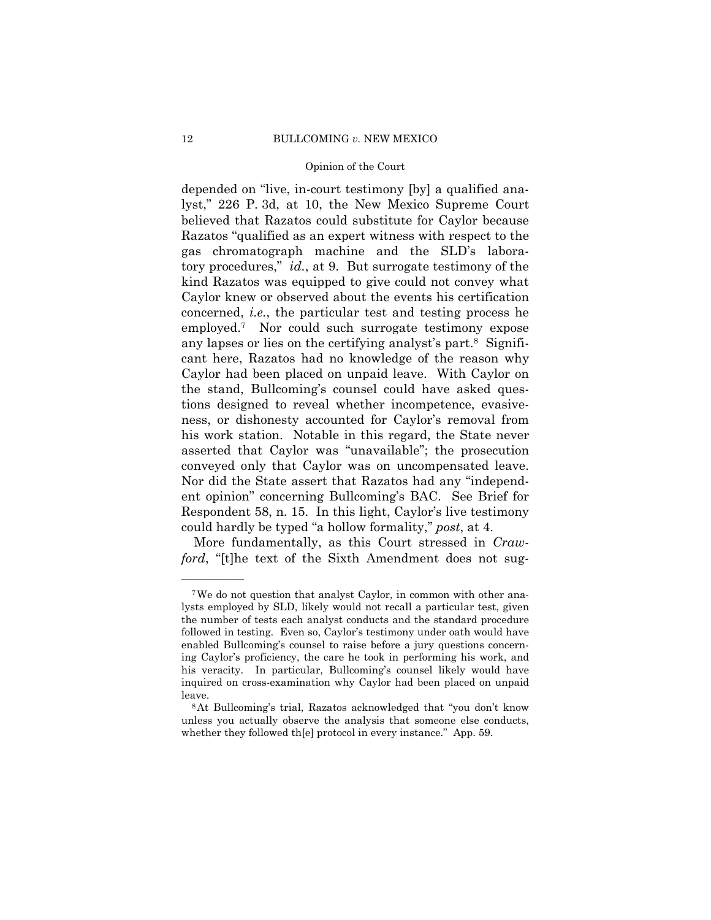depended on "live, in-court testimony [by] a qualified analyst," 226 P. 3d, at 10, the New Mexico Supreme Court believed that Razatos could substitute for Caylor because Razatos "qualified as an expert witness with respect to the gas chromatograph machine and the SLD's laboratory procedures," *id.*, at 9. But surrogate testimony of the kind Razatos was equipped to give could not convey what Caylor knew or observed about the events his certification concerned, *i.e.*, the particular test and testing process he employed.[7] Nor could such surrogate testimony expose any lapses or lies on the certifying analyst's part.[8] Significant here, Razatos had no knowledge of the reason why Caylor had been placed on unpaid leave. With Caylor on the stand, Bullcoming's counsel could have asked questions designed to reveal whether incompetence, evasiveness, or dishonesty accounted for Caylor's removal from his work station. Notable in this regard, the State never asserted that Caylor was "unavailable"; the prosecution conveyed only that Caylor was on uncompensated leave. Nor did the State assert that Razatos had any "independent opinion" concerning Bullcoming's BAC. See Brief for Respondent 58, n. 15. In this light, Caylor's live testimony could hardly be typed "a hollow formality," *post*, at 4.

More fundamentally, as this Court stressed in *Crawford*, "[t]he text of the Sixth Amendment does not sug-

---

[7] We do not question that analyst Caylor, in common with other analysts employed by SLD, likely would not recall a particular test, given the number of tests each analyst conducts and the standard procedure followed in testing. Even so, Caylor's testimony under oath would have enabled Bullcoming's counsel to raise before a jury questions concerning Caylor's proficiency, the care he took in performing his work, and his veracity. In particular, Bullcoming's counsel likely would have inquired on cross-examination why Caylor had been placed on unpaid leave.

[8] At Bullcoming's trial, Razatos acknowledged that "you don't know unless you actually observe the analysis that someone else conducts, whether they followed th[e] protocol in every instance." App. 59.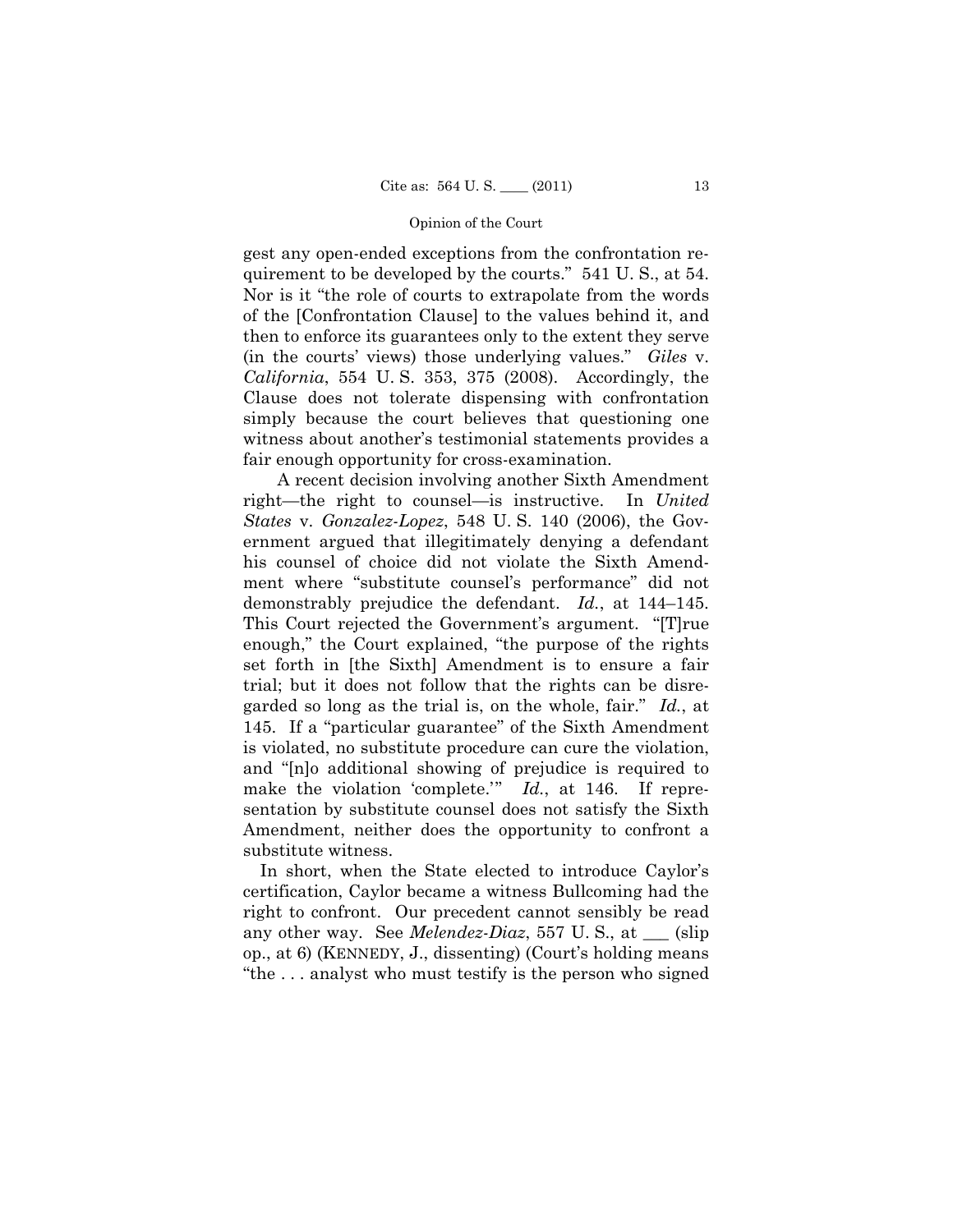gest any open-ended exceptions from the confrontation requirement to be developed by the courts." 541 U. S., at 54. Nor is it "the role of courts to extrapolate from the words of the [Confrontation Clause] to the values behind it, and then to enforce its guarantees only to the extent they serve (in the courts' views) those underlying values." *Giles* v. *California*, 554 U. S. 353, 375 (2008). Accordingly, the Clause does not tolerate dispensing with confrontation simply because the court believes that questioning one witness about another's testimonial statements provides a fair enough opportunity for cross-examination.

A recent decision involving another Sixth Amendment right—the right to counsel—is instructive. In *United States* v. *Gonzalez-Lopez*, 548 U. S. 140 (2006), the Government argued that illegitimately denying a defendant his counsel of choice did not violate the Sixth Amendment where "substitute counsel's performance" did not demonstrably prejudice the defendant. *Id.*, at 144–145. This Court rejected the Government's argument. "[T]rue enough," the Court explained, "the purpose of the rights set forth in [the Sixth] Amendment is to ensure a fair trial; but it does not follow that the rights can be disregarded so long as the trial is, on the whole, fair." *Id.*, at 145. If a "particular guarantee" of the Sixth Amendment is violated, no substitute procedure can cure the violation, and "[n]o additional showing of prejudice is required to make the violation 'complete.'" *Id.*, at 146. If representation by substitute counsel does not satisfy the Sixth Amendment, neither does the opportunity to confront a substitute witness.

In short, when the State elected to introduce Caylor's certification, Caylor became a witness Bullcoming had the right to confront. Our precedent cannot sensibly be read any other way. See *Melendez-Diaz*, 557 U. S., at ___ (slip op., at 6) (KENNEDY, J., dissenting) (Court's holding means "the . . . analyst who must testify is the person who signed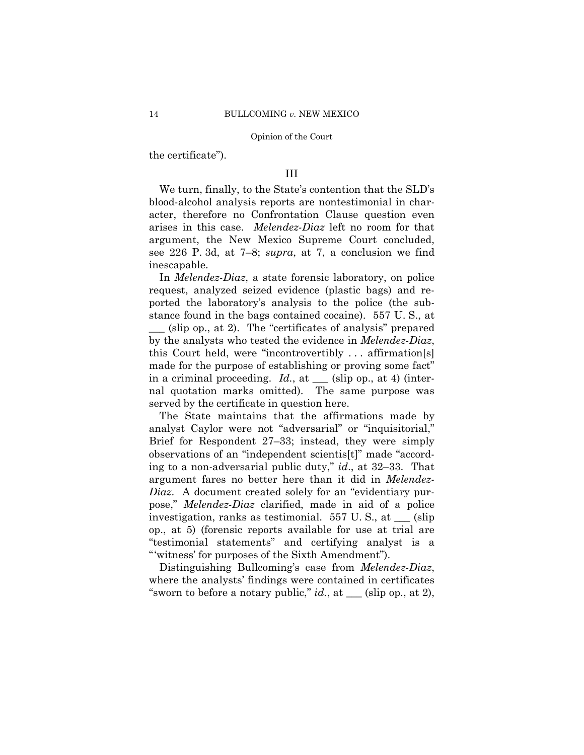the certificate").

## III

We turn, finally, to the State's contention that the SLD's blood-alcohol analysis reports are nontestimonial in character, therefore no Confrontation Clause question even arises in this case. *Melendez-Diaz* left no room for that argument, the New Mexico Supreme Court concluded, see 226 P. 3d, at 7–8; *supra*, at 7, a conclusion we find inescapable.

In *Melendez-Diaz*, a state forensic laboratory, on police request, analyzed seized evidence (plastic bags) and reported the laboratory's analysis to the police (the substance found in the bags contained cocaine). 557 U. S., at ___ (slip op., at 2). The "certificates of analysis" prepared by the analysts who tested the evidence in *Melendez-Diaz*, this Court held, were "incontrovertibly . . . affirmation[s] made for the purpose of establishing or proving some fact" in a criminal proceeding. *Id.*, at ___ (slip op., at 4) (internal quotation marks omitted). The same purpose was served by the certificate in question here.

The State maintains that the affirmations made by analyst Caylor were not "adversarial" or "inquisitorial," Brief for Respondent 27–33; instead, they were simply observations of an "independent scientis[t]" made "according to a non-adversarial public duty," *id*., at 32–33. That argument fares no better here than it did in *Melendez-Diaz*. A document created solely for an "evidentiary purpose," *Melendez-Diaz* clarified, made in aid of a police investigation, ranks as testimonial. 557 U. S., at ___ (slip op., at 5) (forensic reports available for use at trial are "testimonial statements" and certifying analyst is a "'witness' for purposes of the Sixth Amendment").

Distinguishing Bullcoming's case from *Melendez-Diaz*, where the analysts' findings were contained in certificates "sworn to before a notary public," *id.*, at ___ (slip op., at 2),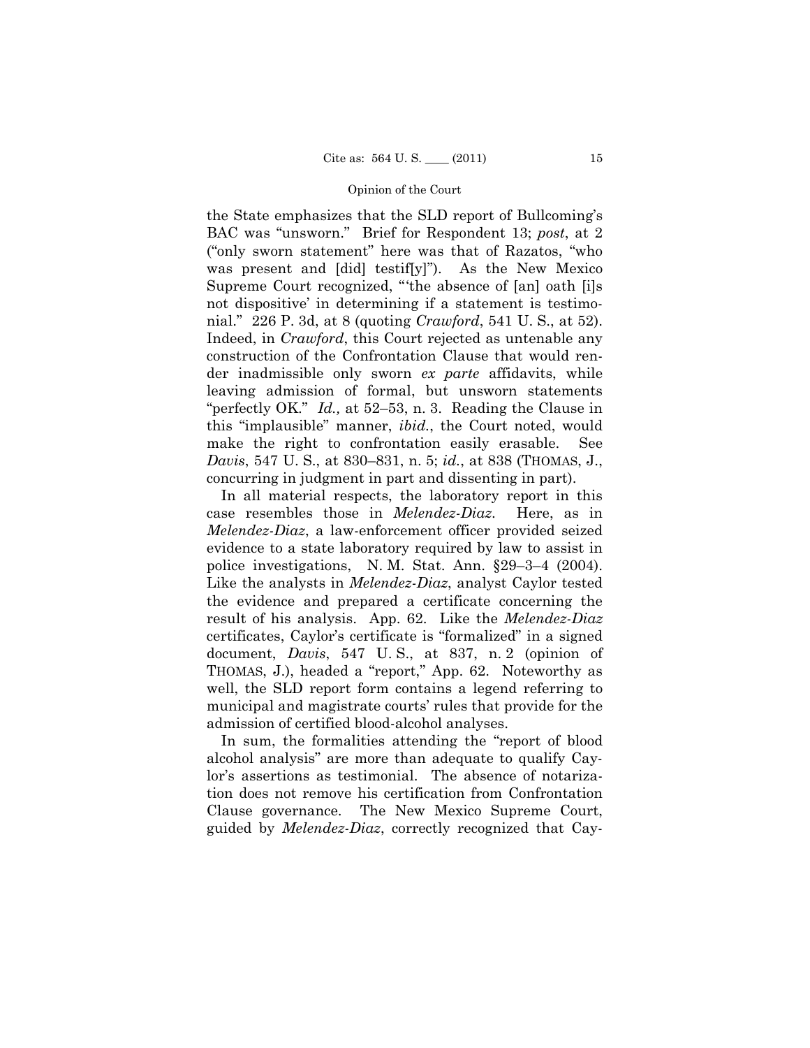the State emphasizes that the SLD report of Bullcoming's BAC was "unsworn." Brief for Respondent 13; *post*, at 2 ("only sworn statement" here was that of Razatos, "who was present and [did] testif[y]"). As the New Mexico Supreme Court recognized, "'the absence of [an] oath [i]s not dispositive' in determining if a statement is testimonial." 226 P. 3d, at 8 (quoting *Crawford*, 541 U. S., at 52). Indeed, in *Crawford*, this Court rejected as untenable any construction of the Confrontation Clause that would render inadmissible only sworn *ex parte* affidavits, while leaving admission of formal, but unsworn statements "perfectly OK." *Id.,* at 52–53, n. 3. Reading the Clause in this "implausible" manner, *ibid.*, the Court noted, would make the right to confrontation easily erasable. See *Davis*, 547 U. S., at 830–831, n. 5; *id.*, at 838 (THOMAS, J., concurring in judgment in part and dissenting in part).

In all material respects, the laboratory report in this case resembles those in *Melendez-Diaz*. Here, as in *Melendez-Diaz*, a law-enforcement officer provided seized evidence to a state laboratory required by law to assist in police investigations, N. M. Stat. Ann. §29–3–4 (2004). Like the analysts in *Melendez-Diaz*, analyst Caylor tested the evidence and prepared a certificate concerning the result of his analysis. App. 62. Like the *Melendez-Diaz* certificates, Caylor's certificate is "formalized" in a signed document, *Davis*, 547 U. S., at 837, n. 2 (opinion of THOMAS, J.), headed a "report," App. 62. Noteworthy as well, the SLD report form contains a legend referring to municipal and magistrate courts' rules that provide for the admission of certified blood-alcohol analyses.

In sum, the formalities attending the "report of blood alcohol analysis" are more than adequate to qualify Caylor's assertions as testimonial. The absence of notarization does not remove his certification from Confrontation Clause governance. The New Mexico Supreme Court, guided by *Melendez-Diaz*, correctly recognized that Cay-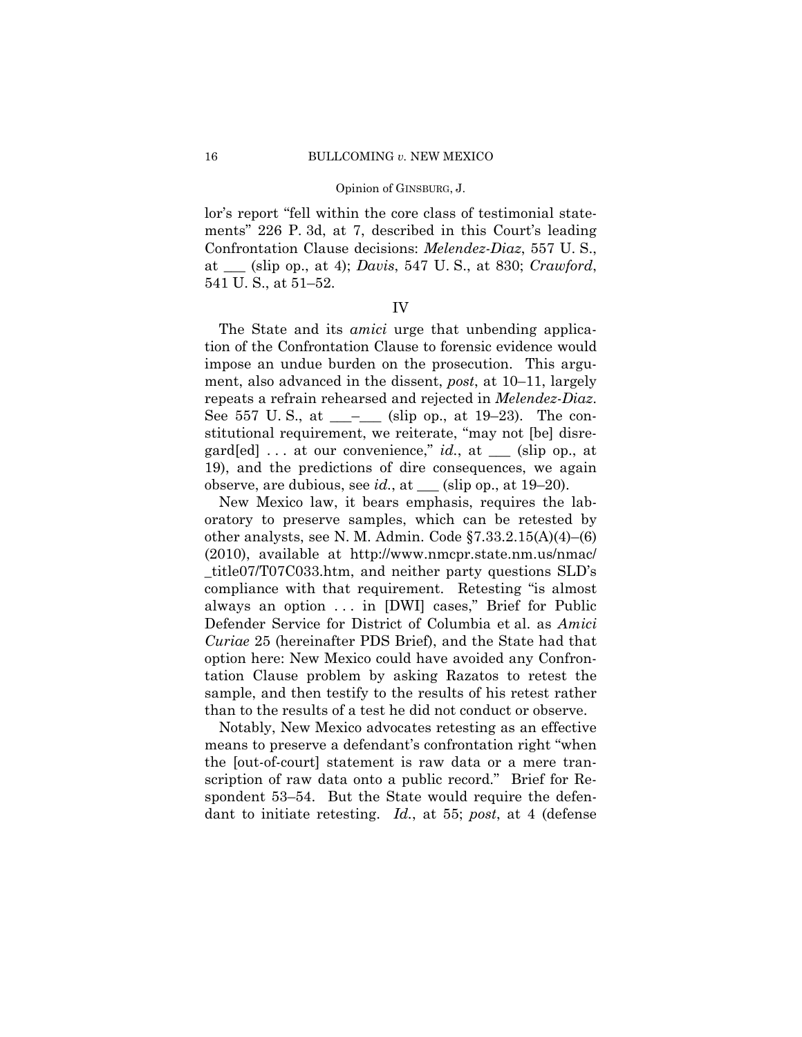lor's report "fell within the core class of testimonial statements" 226 P. 3d, at 7, described in this Court's leading Confrontation Clause decisions: *Melendez-Diaz*, 557 U. S., at ___ (slip op., at 4); *Davis*, 547 U. S., at 830; *Crawford*, 541 U. S., at 51–52.

## IV

The State and its *amici* urge that unbending application of the Confrontation Clause to forensic evidence would impose an undue burden on the prosecution. This argument, also advanced in the dissent, *post*, at 10–11, largely repeats a refrain rehearsed and rejected in *Melendez-Diaz*. See 557 U. S., at ___–___ (slip op., at 19–23). The constitutional requirement, we reiterate, "may not [be] disregard[ed] . . . at our convenience," *id.*, at ___ (slip op., at 19), and the predictions of dire consequences, we again observe, are dubious, see *id.*, at ___ (slip op., at 19–20).

New Mexico law, it bears emphasis, requires the laboratory to preserve samples, which can be retested by other analysts, see N. M. Admin. Code §7.33.2.15(A)(4)–(6) (2010), available at http://www.nmcpr.state.nm.us/nmac/_title07/T07C033.htm, and neither party questions SLD's compliance with that requirement. Retesting "is almost always an option . . . in [DWI] cases," Brief for Public Defender Service for District of Columbia et al. as *Amici Curiae* 25 (hereinafter PDS Brief), and the State had that option here: New Mexico could have avoided any Confrontation Clause problem by asking Razatos to retest the sample, and then testify to the results of his retest rather than to the results of a test he did not conduct or observe.

Notably, New Mexico advocates retesting as an effective means to preserve a defendant's confrontation right "when the [out-of-court] statement is raw data or a mere transcription of raw data onto a public record." Brief for Respondent 53–54. But the State would require the defendant to initiate retesting. *Id.*, at 55; *post*, at 4 (defense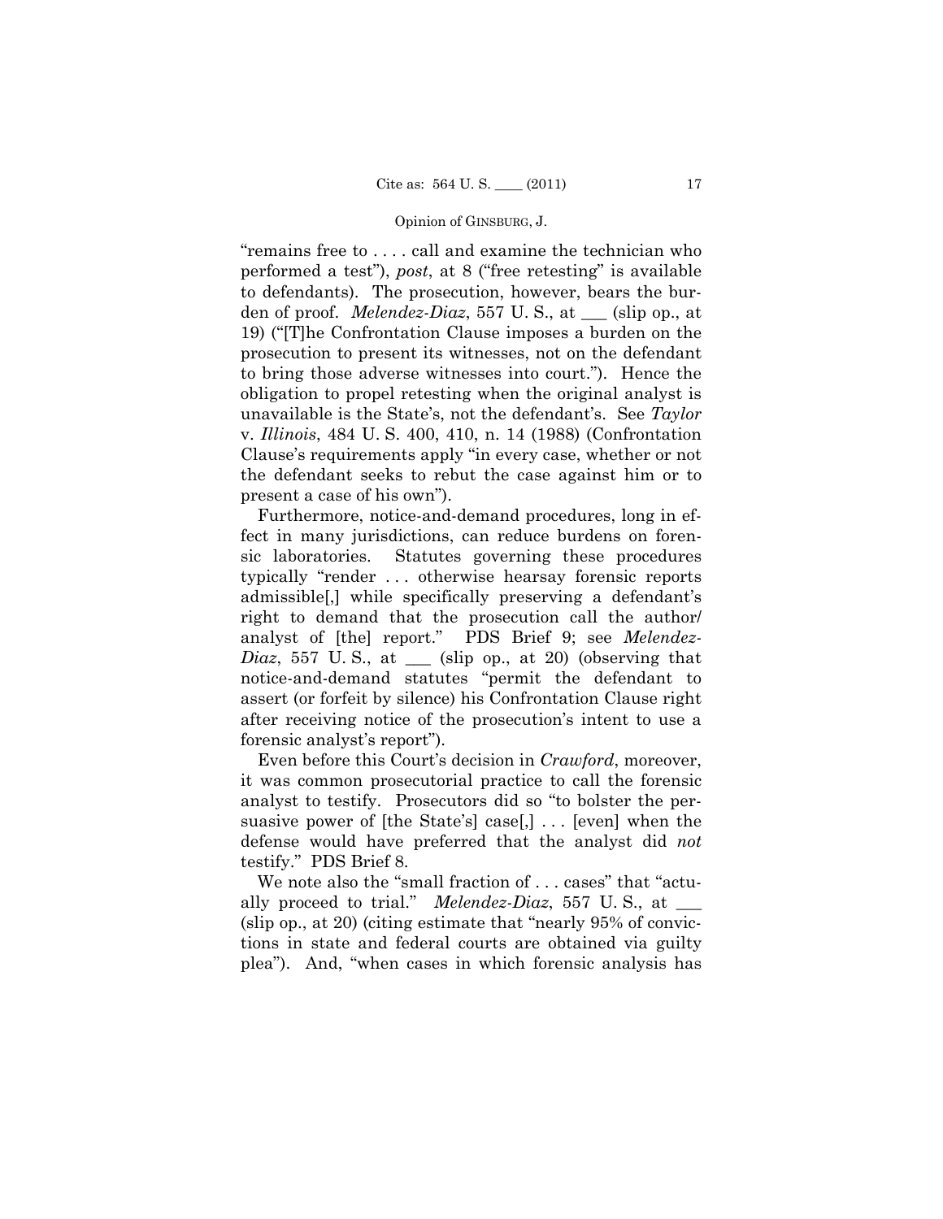"remains free to . . . . call and examine the technician who performed a test"), *post*, at 8 ("free retesting" is available to defendants). The prosecution, however, bears the burden of proof. *Melendez-Diaz*, 557 U. S., at ___ (slip op., at 19) ("[T]he Confrontation Clause imposes a burden on the prosecution to present its witnesses, not on the defendant to bring those adverse witnesses into court."). Hence the obligation to propel retesting when the original analyst is unavailable is the State's, not the defendant's. See *Taylor* v. *Illinois*, 484 U. S. 400, 410, n. 14 (1988) (Confrontation Clause's requirements apply "in every case, whether or not the defendant seeks to rebut the case against him or to present a case of his own").

Furthermore, notice-and-demand procedures, long in effect in many jurisdictions, can reduce burdens on forensic laboratories. Statutes governing these procedures typically "render . . . otherwise hearsay forensic reports admissible[,] while specifically preserving a defendant's right to demand that the prosecution call the author/analyst of [the] report." PDS Brief 9; see *Melendez-Diaz*, 557 U. S., at ___ (slip op., at 20) (observing that notice-and-demand statutes "permit the defendant to assert (or forfeit by silence) his Confrontation Clause right after receiving notice of the prosecution's intent to use a forensic analyst's report").

Even before this Court's decision in *Crawford*, moreover, it was common prosecutorial practice to call the forensic analyst to testify. Prosecutors did so "to bolster the persuasive power of [the State's] case[,] . . . [even] when the defense would have preferred that the analyst did *not* testify." PDS Brief 8.

We note also the "small fraction of . . . cases" that "actually proceed to trial." *Melendez-Diaz*, 557 U. S., at ___ (slip op., at 20) (citing estimate that "nearly 95% of convictions in state and federal courts are obtained via guilty plea"). And, "when cases in which forensic analysis has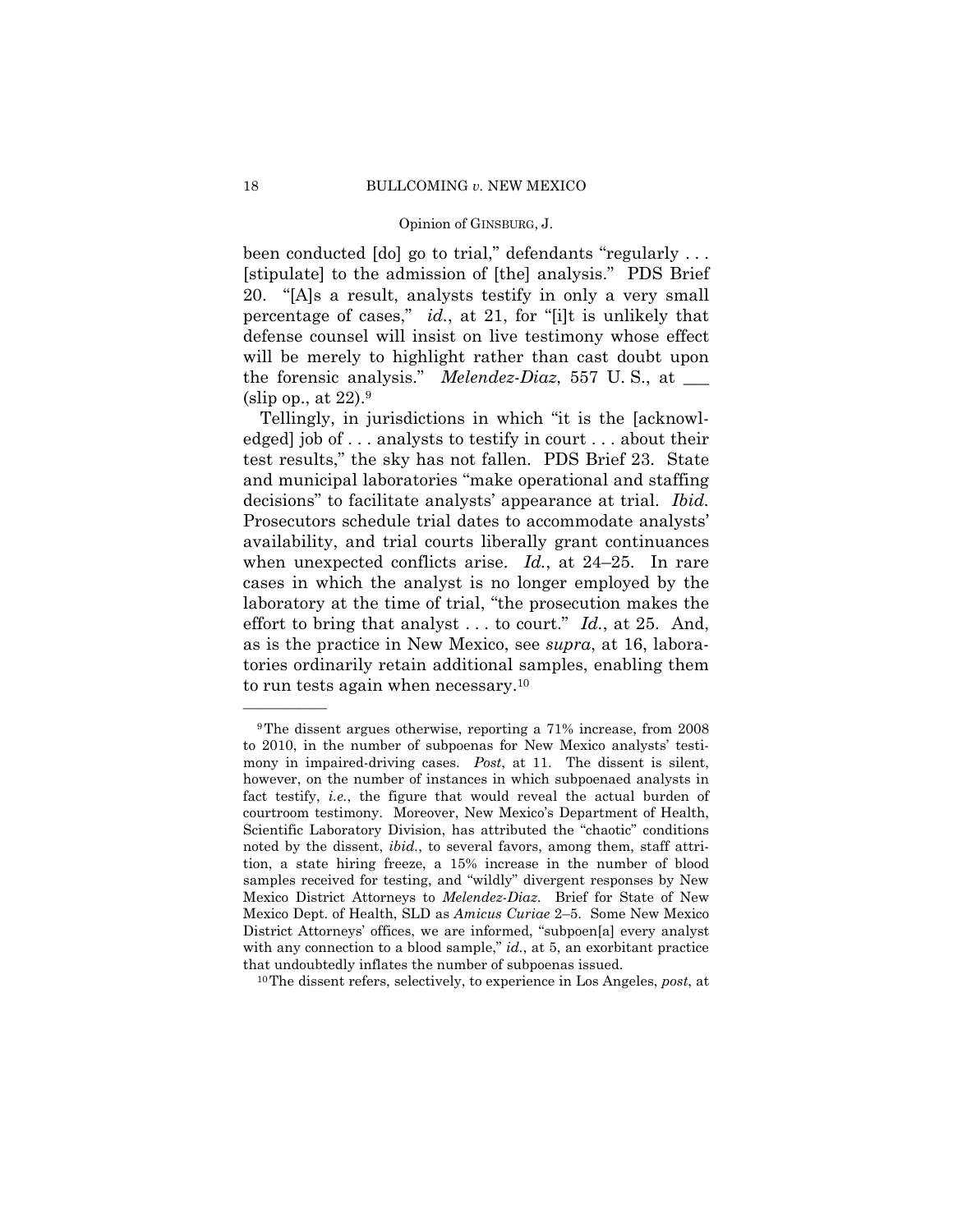been conducted [do] go to trial," defendants "regularly . . . [stipulate] to the admission of [the] analysis." PDS Brief 20. "[A]s a result, analysts testify in only a very small percentage of cases," *id.*, at 21, for "[i]t is unlikely that defense counsel will insist on live testimony whose effect will be merely to highlight rather than cast doubt upon the forensic analysis." *Melendez-Diaz*, 557 U. S., at ___ (slip op., at 22).[9]

Tellingly, in jurisdictions in which "it is the [acknowledged] job of . . . analysts to testify in court . . . about their test results," the sky has not fallen. PDS Brief 23. State and municipal laboratories "make operational and staffing decisions" to facilitate analysts' appearance at trial. *Ibid.* Prosecutors schedule trial dates to accommodate analysts' availability, and trial courts liberally grant continuances when unexpected conflicts arise. *Id.*, at 24–25. In rare cases in which the analyst is no longer employed by the laboratory at the time of trial, "the prosecution makes the effort to bring that analyst . . . to court." *Id.*, at 25. And, as is the practice in New Mexico, see *supra*, at 16, laboratories ordinarily retain additional samples, enabling them to run tests again when necessary.[10]

---

[9] The dissent argues otherwise, reporting a 71% increase, from 2008 to 2010, in the number of subpoenas for New Mexico analysts' testimony in impaired-driving cases. *Post*, at 11. The dissent is silent, however, on the number of instances in which subpoenaed analysts in fact testify, *i.e.*, the figure that would reveal the actual burden of courtroom testimony. Moreover, New Mexico's Department of Health, Scientific Laboratory Division, has attributed the "chaotic" conditions noted by the dissent, *ibid.*, to several favors, among them, staff attrition, a state hiring freeze, a 15% increase in the number of blood samples received for testing, and "wildly" divergent responses by New Mexico District Attorneys to *Melendez-Diaz*. Brief for State of New Mexico Dept. of Health, SLD as *Amicus Curiae* 2–5. Some New Mexico District Attorneys' offices, we are informed, "subpoen[a] every analyst with any connection to a blood sample," *id.*, at 5, an exorbitant practice that undoubtedly inflates the number of subpoenas issued.

[10] The dissent refers, selectively, to experience in Los Angeles, *post*, at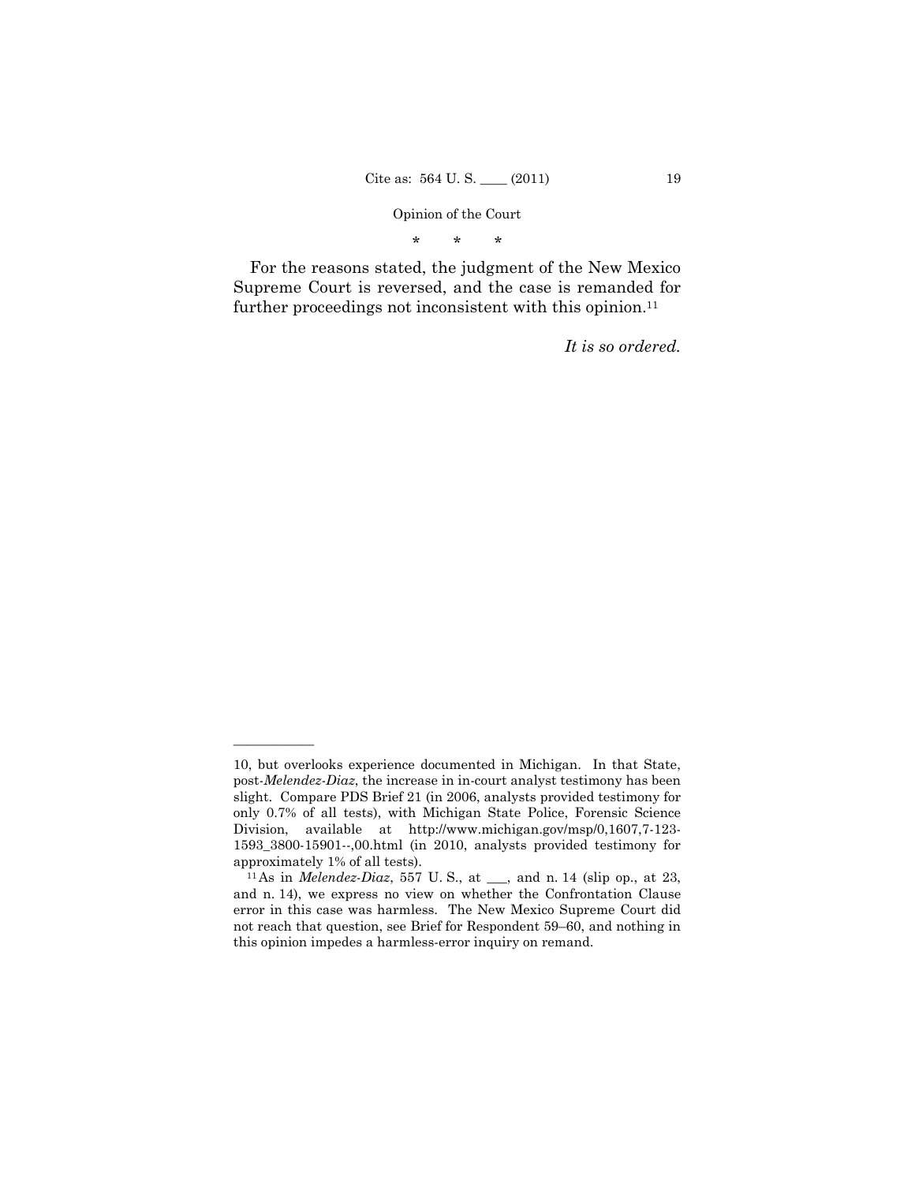\*　　　\*　　　\*

For the reasons stated, the judgment of the New Mexico Supreme Court is reversed, and the case is remanded for further proceedings not inconsistent with this opinion.[11]

*It is so ordered.*

---

10, but overlooks experience documented in Michigan. In that State, post-*Melendez-Diaz*, the increase in in-court analyst testimony has been slight. Compare PDS Brief 21 (in 2006, analysts provided testimony for only 0.7% of all tests), with Michigan State Police, Forensic Science Division, available at http://www.michigan.gov/msp/0,1607,7-123-1593_3800-15901--,00.html (in 2010, analysts provided testimony for approximately 1% of all tests).

[11] As in *Melendez-Diaz*, 557 U. S., at ___, and n. 14 (slip op., at 23, and n. 14), we express no view on whether the Confrontation Clause error in this case was harmless. The New Mexico Supreme Court did not reach that question, see Brief for Respondent 59–60, and nothing in this opinion impedes a harmless-error inquiry on remand.